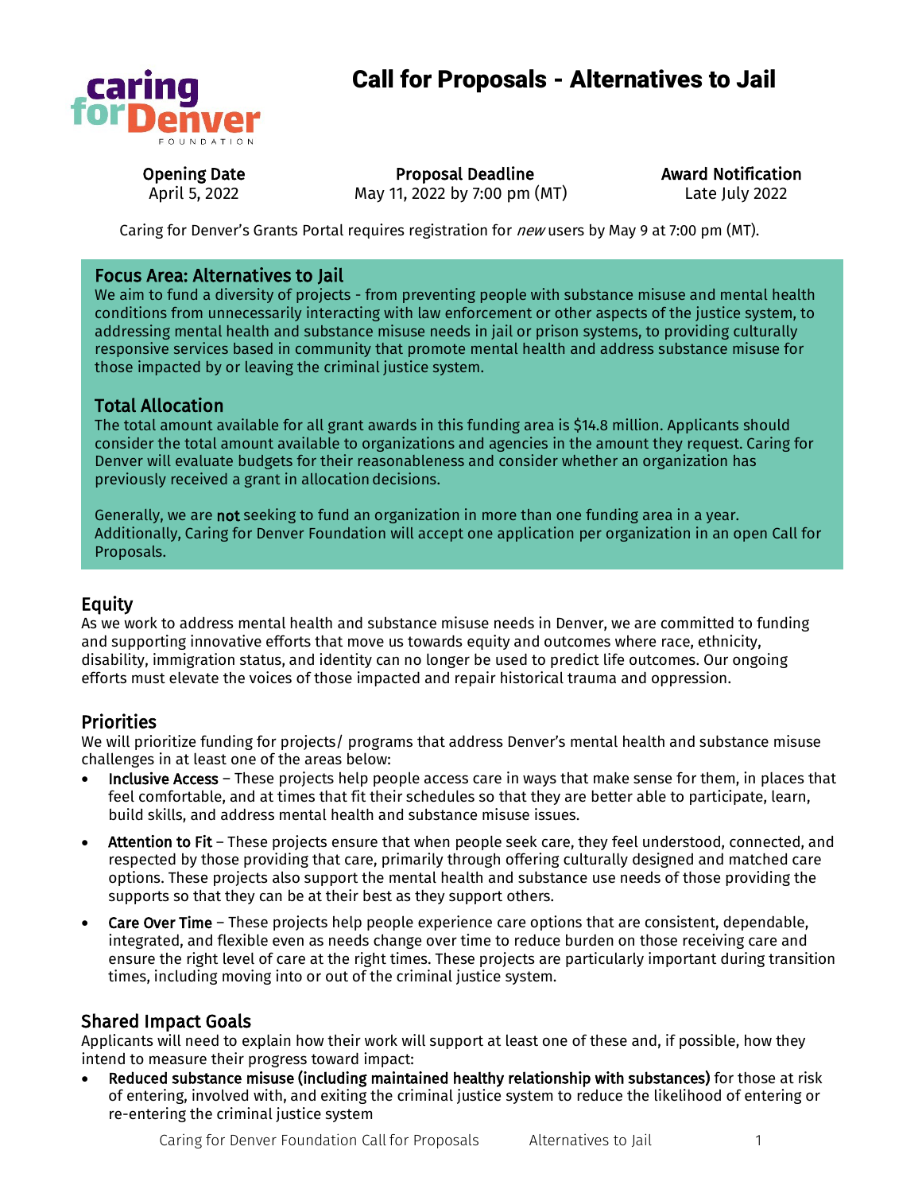# Call for Proposals - Alternatives to Jail

| Opening Date | Proposal Deadline | Award Notification |
| --- | --- | --- |
| April 5, 2022 | May 11, 2022 by 7:00 pm (MT) | Late July 2022 |

Caring for Denver's Grants Portal requires registration for *new* users by May 9 at 7:00 pm (MT).

## Focus Area: Alternatives to Jail

We aim to fund a diversity of projects - from preventing people with substance misuse and mental health conditions from unnecessarily interacting with law enforcement or other aspects of the justice system, to addressing mental health and substance misuse needs in jail or prison systems, to providing culturally responsive services based in community that promote mental health and address substance misuse for those impacted by or leaving the criminal justice system.

## Total Allocation

The total amount available for all grant awards in this funding area is $14.8 million. Applicants should consider the total amount available to organizations and agencies in the amount they request. Caring for Denver will evaluate budgets for their reasonableness and consider whether an organization has previously received a grant in allocation decisions.

Generally, we are **not** seeking to fund an organization in more than one funding area in a year. Additionally, Caring for Denver Foundation will accept one application per organization in an open Call for Proposals.

## Equity

As we work to address mental health and substance misuse needs in Denver, we are committed to funding and supporting innovative efforts that move us towards equity and outcomes where race, ethnicity, disability, immigration status, and identity can no longer be used to predict life outcomes. Our ongoing efforts must elevate the voices of those impacted and repair historical trauma and oppression.

## Priorities

We will prioritize funding for projects/ programs that address Denver's mental health and substance misuse challenges in at least one of the areas below:

- **Inclusive Access** – These projects help people access care in ways that make sense for them, in places that feel comfortable, and at times that fit their schedules so that they are better able to participate, learn, build skills, and address mental health and substance misuse issues.
- **Attention to Fit** – These projects ensure that when people seek care, they feel understood, connected, and respected by those providing that care, primarily through offering culturally designed and matched care options. These projects also support the mental health and substance use needs of those providing the supports so that they can be at their best as they support others.
- **Care Over Time** – These projects help people experience care options that are consistent, dependable, integrated, and flexible even as needs change over time to reduce burden on those receiving care and ensure the right level of care at the right times. These projects are particularly important during transition times, including moving into or out of the criminal justice system.

## Shared Impact Goals

Applicants will need to explain how their work will support at least one of these and, if possible, how they intend to measure their progress toward impact:

- **Reduced substance misuse (including maintained healthy relationship with substances)** for those at risk of entering, involved with, and exiting the criminal justice system to reduce the likelihood of entering or re-entering the criminal justice system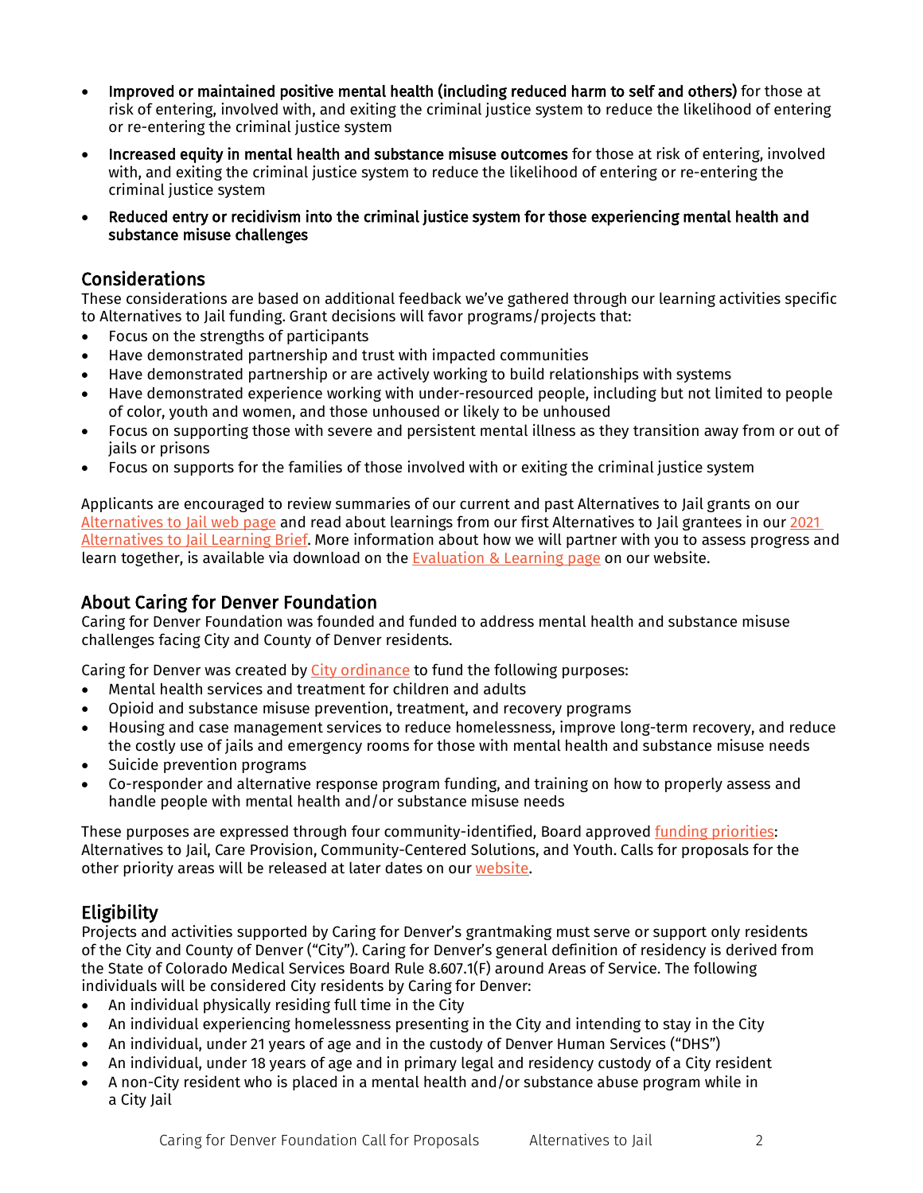- **Improved or maintained positive mental health (including reduced harm to self and others)** for those at risk of entering, involved with, and exiting the criminal justice system to reduce the likelihood of entering or re-entering the criminal justice system
- **Increased equity in mental health and substance misuse outcomes** for those at risk of entering, involved with, and exiting the criminal justice system to reduce the likelihood of entering or re-entering the criminal justice system
- **Reduced entry or recidivism into the criminal justice system for those experiencing mental health and substance misuse challenges**

## Considerations

These considerations are based on additional feedback we've gathered through our learning activities specific to Alternatives to Jail funding. Grant decisions will favor programs/projects that:

- Focus on the strengths of participants
- Have demonstrated partnership and trust with impacted communities
- Have demonstrated partnership or are actively working to build relationships with systems
- Have demonstrated experience working with under-resourced people, including but not limited to people of color, youth and women, and those unhoused or likely to be unhoused
- Focus on supporting those with severe and persistent mental illness as they transition away from or out of jails or prisons
- Focus on supports for the families of those involved with or exiting the criminal justice system

Applicants are encouraged to review summaries of our current and past Alternatives to Jail grants on our Alternatives to Jail web page and read about learnings from our first Alternatives to Jail grantees in our 2021 Alternatives to Jail Learning Brief. More information about how we will partner with you to assess progress and learn together, is available via download on the Evaluation & Learning page on our website.

## About Caring for Denver Foundation

Caring for Denver Foundation was founded and funded to address mental health and substance misuse challenges facing City and County of Denver residents.

Caring for Denver was created by City ordinance to fund the following purposes:

- Mental health services and treatment for children and adults
- Opioid and substance misuse prevention, treatment, and recovery programs
- Housing and case management services to reduce homelessness, improve long-term recovery, and reduce the costly use of jails and emergency rooms for those with mental health and substance misuse needs
- Suicide prevention programs
- Co-responder and alternative response program funding, and training on how to properly assess and handle people with mental health and/or substance misuse needs

These purposes are expressed through four community-identified, Board approved funding priorities: Alternatives to Jail, Care Provision, Community-Centered Solutions, and Youth. Calls for proposals for the other priority areas will be released at later dates on our website.

## Eligibility

Projects and activities supported by Caring for Denver's grantmaking must serve or support only residents of the City and County of Denver ("City"). Caring for Denver's general definition of residency is derived from the State of Colorado Medical Services Board Rule 8.607.1(F) around Areas of Service. The following individuals will be considered City residents by Caring for Denver:

- An individual physically residing full time in the City
- An individual experiencing homelessness presenting in the City and intending to stay in the City
- An individual, under 21 years of age and in the custody of Denver Human Services ("DHS")
- An individual, under 18 years of age and in primary legal and residency custody of a City resident
- A non-City resident who is placed in a mental health and/or substance abuse program while in a City Jail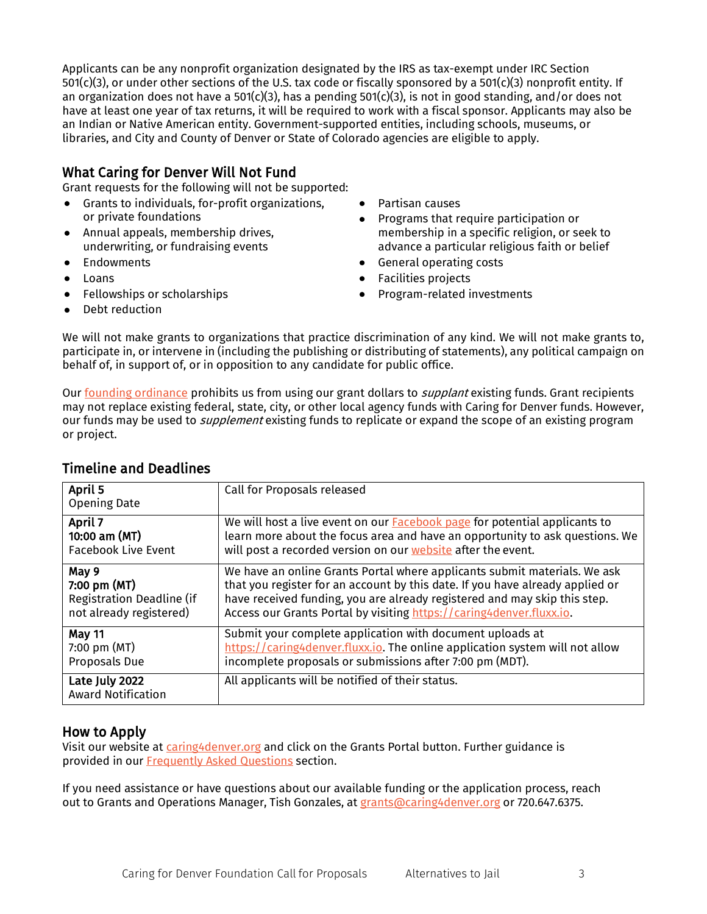Applicants can be any nonprofit organization designated by the IRS as tax-exempt under IRC Section 501(c)(3), or under other sections of the U.S. tax code or fiscally sponsored by a 501(c)(3) nonprofit entity. If an organization does not have a 501(c)(3), has a pending 501(c)(3), is not in good standing, and/or does not have at least one year of tax returns, it will be required to work with a fiscal sponsor. Applicants may also be an Indian or Native American entity. Government-supported entities, including schools, museums, or libraries, and City and County of Denver or State of Colorado agencies are eligible to apply.

## What Caring for Denver Will Not Fund

Grant requests for the following will not be supported:

- Grants to individuals, for-profit organizations, or private foundations
- Annual appeals, membership drives, underwriting, or fundraising events
- Endowments
- Loans
- Fellowships or scholarships
- Debt reduction
- Partisan causes
- Programs that require participation or membership in a specific religion, or seek to advance a particular religious faith or belief
- General operating costs
- Facilities projects
- Program-related investments

We will not make grants to organizations that practice discrimination of any kind. We will not make grants to, participate in, or intervene in (including the publishing or distributing of statements), any political campaign on behalf of, in support of, or in opposition to any candidate for public office.

Our founding ordinance prohibits us from using our grant dollars to *supplant* existing funds. Grant recipients may not replace existing federal, state, city, or other local agency funds with Caring for Denver funds. However, our funds may be used to *supplement* existing funds to replicate or expand the scope of an existing program or project.

## Timeline and Deadlines

| | |
|---|---|
| **April 5**<br>Opening Date | Call for Proposals released |
| **April 7**<br>**10:00 am (MT)**<br>Facebook Live Event | We will host a live event on our Facebook page for potential applicants to learn more about the focus area and have an opportunity to ask questions. We will post a recorded version on our website after the event. |
| **May 9**<br>**7:00 pm (MT)**<br>Registration Deadline (if not already registered) | We have an online Grants Portal where applicants submit materials. We ask that you register for an account by this date. If you have already applied or have received funding, you are already registered and may skip this step. Access our Grants Portal by visiting https://caring4denver.fluxx.io. |
| **May 11**<br>7:00 pm (MT)<br>Proposals Due | Submit your complete application with document uploads at https://caring4denver.fluxx.io. The online application system will not allow incomplete proposals or submissions after 7:00 pm (MDT). |
| **Late July 2022**<br>Award Notification | All applicants will be notified of their status. |

## How to Apply

Visit our website at caring4denver.org and click on the Grants Portal button. Further guidance is provided in our Frequently Asked Questions section.

If you need assistance or have questions about our available funding or the application process, reach out to Grants and Operations Manager, Tish Gonzales, at grants@caring4denver.org or 720.647.6375.